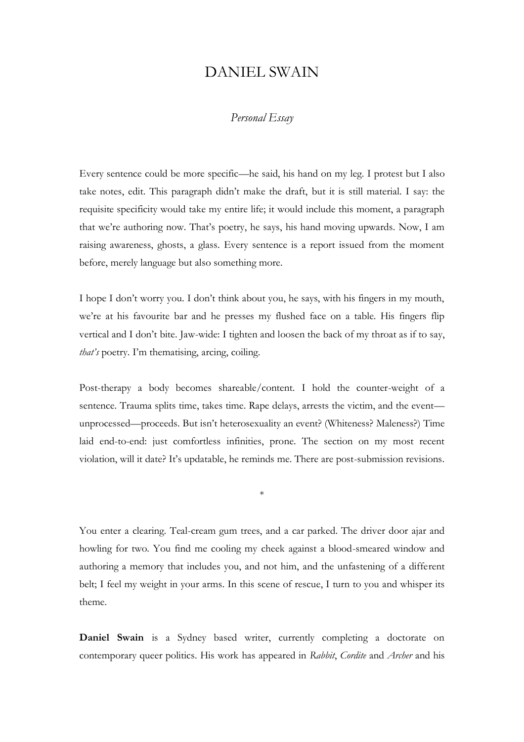# DANIEL SWAIN

*Personal Essay*

Every sentence could be more specific—he said, his hand on my leg. I protest but I also take notes, edit. This paragraph didn't make the draft, but it is still material. I say: the requisite specificity would take my entire life; it would include this moment, a paragraph that we're authoring now. That's poetry, he says, his hand moving upwards. Now, I am raising awareness, ghosts, a glass. Every sentence is a report issued from the moment before, merely language but also something more.

I hope I don't worry you. I don't think about you, he says, with his fingers in my mouth, we're at his favourite bar and he presses my flushed face on a table. His fingers flip vertical and I don't bite. Jaw-wide: I tighten and loosen the back of my throat as if to say, *that's* poetry. I'm thematising, arcing, coiling.

Post-therapy a body becomes shareable/content. I hold the counter-weight of a sentence. Trauma splits time, takes time. Rape delays, arrests the victim, and the event—unprocessed—proceeds. But isn't heterosexuality an event? (Whiteness? Maleness?) Time laid end-to-end: just comfortless infinities, prone. The section on my most recent violation, will it date? It's updatable, he reminds me. There are post-submission revisions.

*

You enter a clearing. Teal-cream gum trees, and a car parked. The driver door ajar and howling for two. You find me cooling my cheek against a blood-smeared window and authoring a memory that includes you, and not him, and the unfastening of a different belt; I feel my weight in your arms. In this scene of rescue, I turn to you and whisper its theme.

**Daniel Swain** is a Sydney based writer, currently completing a doctorate on contemporary queer politics. His work has appeared in *Rabbit*, *Cordite* and *Archer* and his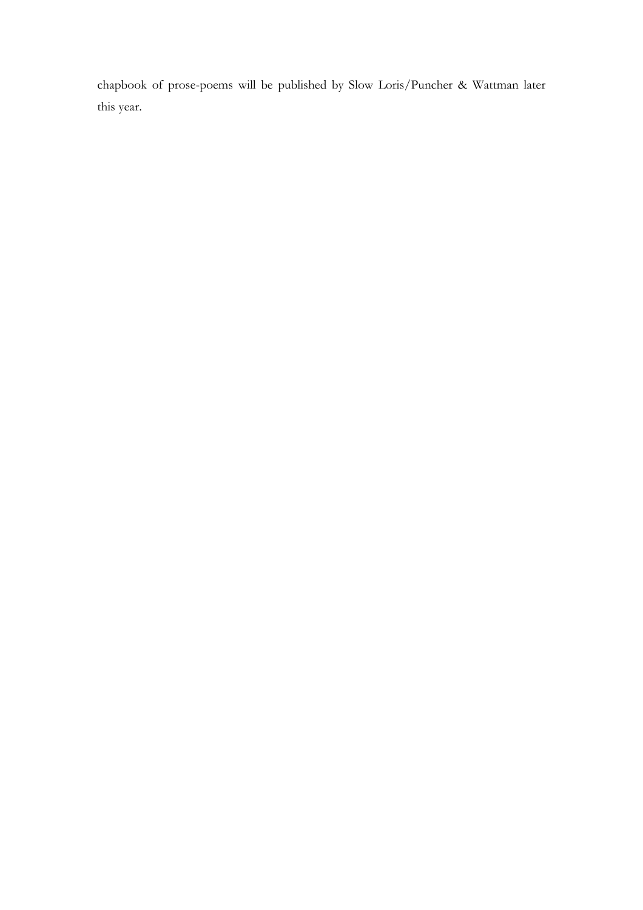chapbook of prose-poems will be published by Slow Loris/Puncher & Wattman later this year.